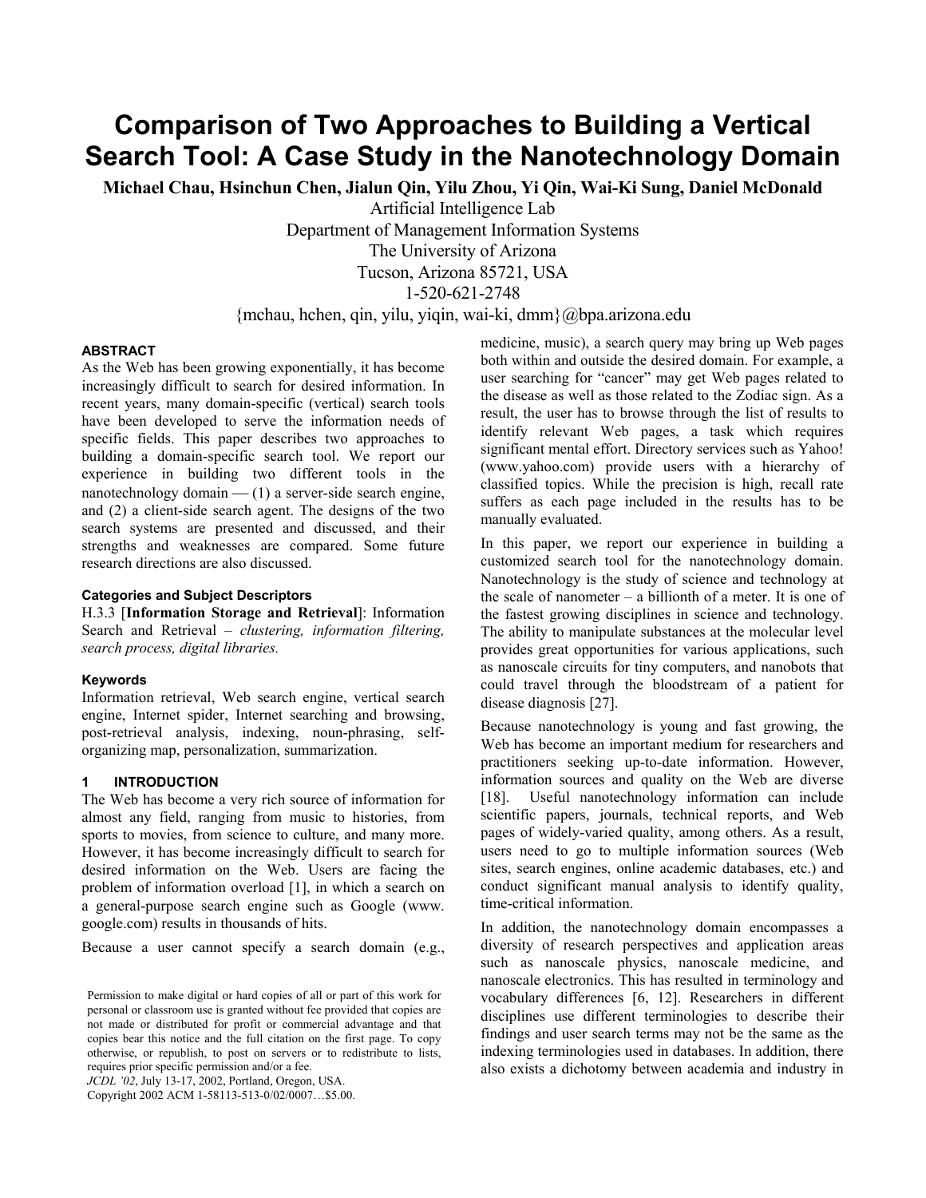# Comparison of Two Approaches to Building a Vertical Search Tool: A Case Study in the Nanotechnology Domain

**Michael Chau, Hsinchun Chen, Jialun Qin, Yilu Zhou, Yi Qin, Wai-Ki Sung, Daniel McDonald**

Artificial Intelligence Lab
Department of Management Information Systems
The University of Arizona
Tucson, Arizona 85721, USA
1-520-621-2748
{mchau, hchen, qin, yilu, yiqin, wai-ki, dmm}@bpa.arizona.edu

#### ABSTRACT

As the Web has been growing exponentially, it has become increasingly difficult to search for desired information. In recent years, many domain-specific (vertical) search tools have been developed to serve the information needs of specific fields. This paper describes two approaches to building a domain-specific search tool. We report our experience in building two different tools in the nanotechnology domain — (1) a server-side search engine, and (2) a client-side search agent. The designs of the two search systems are presented and discussed, and their strengths and weaknesses are compared. Some future research directions are also discussed.

#### Categories and Subject Descriptors

H.3.3 [**Information Storage and Retrieval**]: Information Search and Retrieval – *clustering, information filtering, search process, digital libraries.*

#### Keywords

Information retrieval, Web search engine, vertical search engine, Internet spider, Internet searching and browsing, post-retrieval analysis, indexing, noun-phrasing, self-organizing map, personalization, summarization.

## 1 INTRODUCTION

The Web has become a very rich source of information for almost any field, ranging from music to histories, from sports to movies, from science to culture, and many more. However, it has become increasingly difficult to search for desired information on the Web. Users are facing the problem of information overload [1], in which a search on a general-purpose search engine such as Google (www.google.com) results in thousands of hits.

Because a user cannot specify a search domain (e.g., medicine, music), a search query may bring up Web pages both within and outside the desired domain. For example, a user searching for "cancer" may get Web pages related to the disease as well as those related to the Zodiac sign. As a result, the user has to browse through the list of results to identify relevant Web pages, a task which requires significant mental effort. Directory services such as Yahoo! (www.yahoo.com) provide users with a hierarchy of classified topics. While the precision is high, recall rate suffers as each page included in the results has to be manually evaluated.

In this paper, we report our experience in building a customized search tool for the nanotechnology domain. Nanotechnology is the study of science and technology at the scale of nanometer – a billionth of a meter. It is one of the fastest growing disciplines in science and technology. The ability to manipulate substances at the molecular level provides great opportunities for various applications, such as nanoscale circuits for tiny computers, and nanobots that could travel through the bloodstream of a patient for disease diagnosis [27].

Because nanotechnology is young and fast growing, the Web has become an important medium for researchers and practitioners seeking up-to-date information. However, information sources and quality on the Web are diverse [18]. Useful nanotechnology information can include scientific papers, journals, technical reports, and Web pages of widely-varied quality, among others. As a result, users need to go to multiple information sources (Web sites, search engines, online academic databases, etc.) and conduct significant manual analysis to identify quality, time-critical information.

In addition, the nanotechnology domain encompasses a diversity of research perspectives and application areas such as nanoscale physics, nanoscale medicine, and nanoscale electronics. This has resulted in terminology and vocabulary differences [6, 12]. Researchers in different disciplines use different terminologies to describe their findings and user search terms may not be the same as the indexing terminologies used in databases. In addition, there also exists a dichotomy between academia and industry in

Permission to make digital or hard copies of all or part of this work for personal or classroom use is granted without fee provided that copies are not made or distributed for profit or commercial advantage and that copies bear this notice and the full citation on the first page. To copy otherwise, or republish, to post on servers or to redistribute to lists, requires prior specific permission and/or a fee.
*JCDL '02*, July 13-17, 2002, Portland, Oregon, USA.
Copyright 2002 ACM 1-58113-513-0/02/0007…$5.00.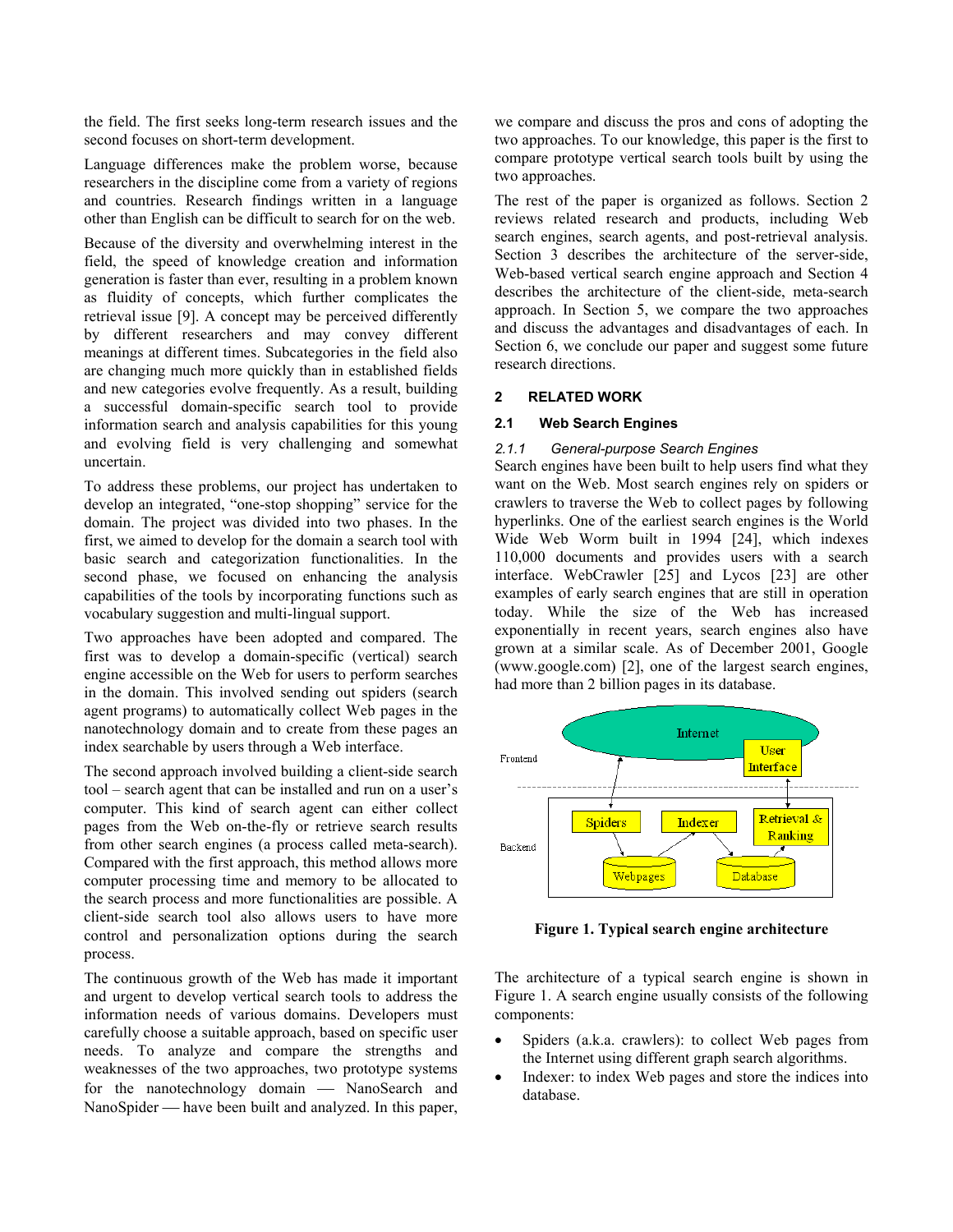the field. The first seeks long-term research issues and the second focuses on short-term development.

Language differences make the problem worse, because researchers in the discipline come from a variety of regions and countries. Research findings written in a language other than English can be difficult to search for on the web.

Because of the diversity and overwhelming interest in the field, the speed of knowledge creation and information generation is faster than ever, resulting in a problem known as fluidity of concepts, which further complicates the retrieval issue [9]. A concept may be perceived differently by different researchers and may convey different meanings at different times. Subcategories in the field also are changing much more quickly than in established fields and new categories evolve frequently. As a result, building a successful domain-specific search tool to provide information search and analysis capabilities for this young and evolving field is very challenging and somewhat uncertain.

To address these problems, our project has undertaken to develop an integrated, "one-stop shopping" service for the domain. The project was divided into two phases. In the first, we aimed to develop for the domain a search tool with basic search and categorization functionalities. In the second phase, we focused on enhancing the analysis capabilities of the tools by incorporating functions such as vocabulary suggestion and multi-lingual support.

Two approaches have been adopted and compared. The first was to develop a domain-specific (vertical) search engine accessible on the Web for users to perform searches in the domain. This involved sending out spiders (search agent programs) to automatically collect Web pages in the nanotechnology domain and to create from these pages an index searchable by users through a Web interface.

The second approach involved building a client-side search tool – search agent that can be installed and run on a user's computer. This kind of search agent can either collect pages from the Web on-the-fly or retrieve search results from other search engines (a process called meta-search). Compared with the first approach, this method allows more computer processing time and memory to be allocated to the search process and more functionalities are possible. A client-side search tool also allows users to have more control and personalization options during the search process.

The continuous growth of the Web has made it important and urgent to develop vertical search tools to address the information needs of various domains. Developers must carefully choose a suitable approach, based on specific user needs. To analyze and compare the strengths and weaknesses of the two approaches, two prototype systems for the nanotechnology domain — NanoSearch and NanoSpider — have been built and analyzed. In this paper, we compare and discuss the pros and cons of adopting the two approaches. To our knowledge, this paper is the first to compare prototype vertical search tools built by using the two approaches.

The rest of the paper is organized as follows. Section 2 reviews related research and products, including Web search engines, search agents, and post-retrieval analysis. Section 3 describes the architecture of the server-side, Web-based vertical search engine approach and Section 4 describes the architecture of the client-side, meta-search approach. In Section 5, we compare the two approaches and discuss the advantages and disadvantages of each. In Section 6, we conclude our paper and suggest some future research directions.

## 2 RELATED WORK

### 2.1 Web Search Engines

#### *2.1.1 General-purpose Search Engines*

Search engines have been built to help users find what they want on the Web. Most search engines rely on spiders or crawlers to traverse the Web to collect pages by following hyperlinks. One of the earliest search engines is the World Wide Web Worm built in 1994 [24], which indexes 110,000 documents and provides users with a search interface. WebCrawler [25] and Lycos [23] are other examples of early search engines that are still in operation today. While the size of the Web has increased exponentially in recent years, search engines also have grown at a similar scale. As of December 2001, Google (www.google.com) [2], one of the largest search engines, had more than 2 billion pages in its database.

Internet
User Interface
Frontend
Backend
Spiders
Indexer
Retrieval & Ranking
Webpages
Database

**Figure 1. Typical search engine architecture**

The architecture of a typical search engine is shown in Figure 1. A search engine usually consists of the following components:

- Spiders (a.k.a. crawlers): to collect Web pages from the Internet using different graph search algorithms.
- Indexer: to index Web pages and store the indices into database.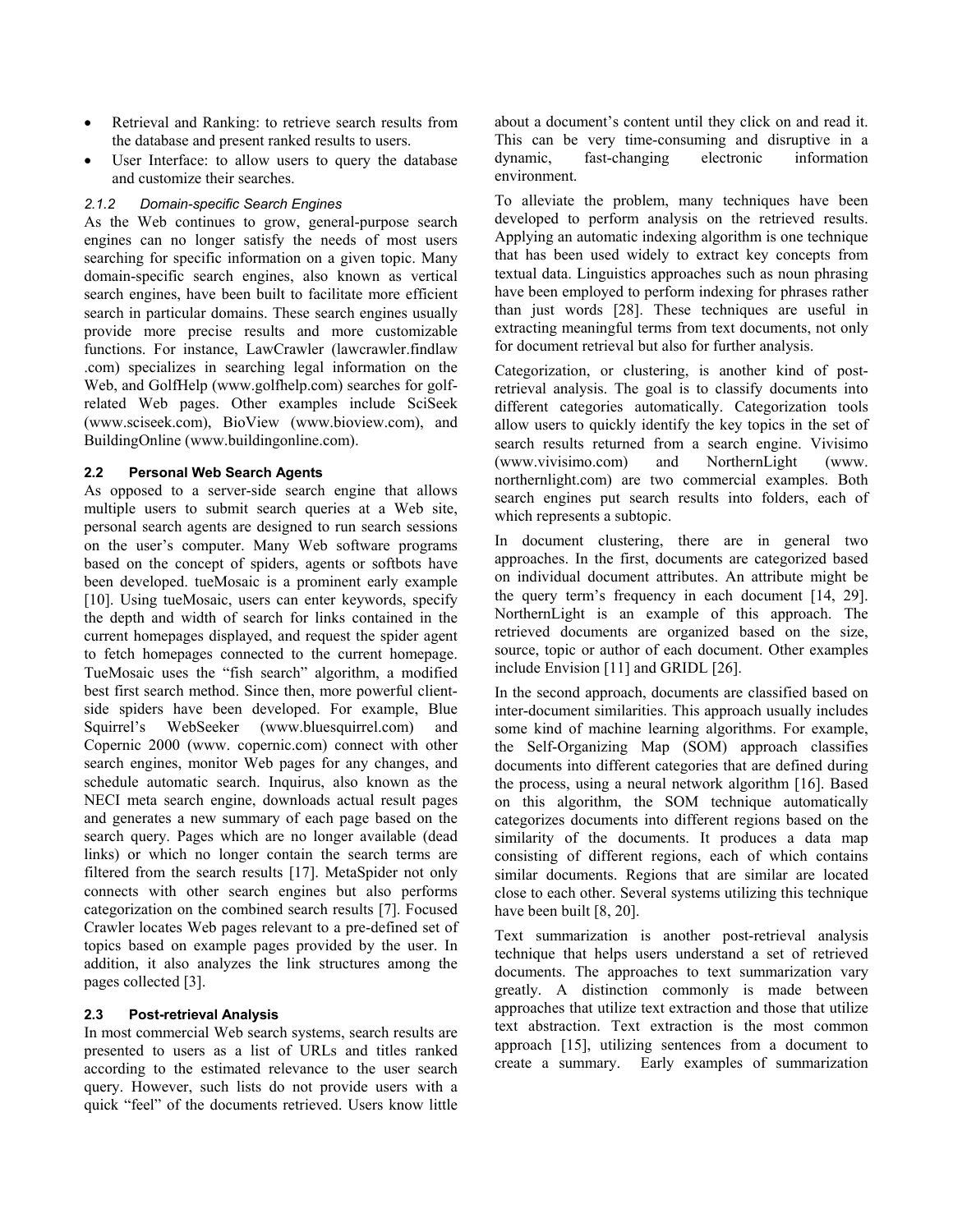- Retrieval and Ranking: to retrieve search results from the database and present ranked results to users.
- User Interface: to allow users to query the database and customize their searches.

#### *2.1.2 Domain-specific Search Engines*

As the Web continues to grow, general-purpose search engines can no longer satisfy the needs of most users searching for specific information on a given topic. Many domain-specific search engines, also known as vertical search engines, have been built to facilitate more efficient search in particular domains. These search engines usually provide more precise results and more customizable functions. For instance, LawCrawler (lawcrawler.findlaw.com) specializes in searching legal information on the Web, and GolfHelp (www.golfhelp.com) searches for golf-related Web pages. Other examples include SciSeek (www.sciseek.com), BioView (www.bioview.com), and BuildingOnline (www.buildingonline.com).

### 2.2 Personal Web Search Agents

As opposed to a server-side search engine that allows multiple users to submit search queries at a Web site, personal search agents are designed to run search sessions on the user's computer. Many Web software programs based on the concept of spiders, agents or softbots have been developed. tueMosaic is a prominent early example [10]. Using tueMosaic, users can enter keywords, specify the depth and width of search for links contained in the current homepages displayed, and request the spider agent to fetch homepages connected to the current homepage. TueMosaic uses the "fish search" algorithm, a modified best first search method. Since then, more powerful client-side spiders have been developed. For example, Blue Squirrel's WebSeeker (www.bluesquirrel.com) and Copernic 2000 (www. copernic.com) connect with other search engines, monitor Web pages for any changes, and schedule automatic search. Inquirus, also known as the NECI meta search engine, downloads actual result pages and generates a new summary of each page based on the search query. Pages which are no longer available (dead links) or which no longer contain the search terms are filtered from the search results [17]. MetaSpider not only connects with other search engines but also performs categorization on the combined search results [7]. Focused Crawler locates Web pages relevant to a pre-defined set of topics based on example pages provided by the user. In addition, it also analyzes the link structures among the pages collected [3].

### 2.3 Post-retrieval Analysis

In most commercial Web search systems, search results are presented to users as a list of URLs and titles ranked according to the estimated relevance to the user search query. However, such lists do not provide users with a quick "feel" of the documents retrieved. Users know little about a document's content until they click on and read it. This can be very time-consuming and disruptive in a dynamic, fast-changing electronic information environment.

To alleviate the problem, many techniques have been developed to perform analysis on the retrieved results. Applying an automatic indexing algorithm is one technique that has been used widely to extract key concepts from textual data. Linguistics approaches such as noun phrasing have been employed to perform indexing for phrases rather than just words [28]. These techniques are useful in extracting meaningful terms from text documents, not only for document retrieval but also for further analysis.

Categorization, or clustering, is another kind of post-retrieval analysis. The goal is to classify documents into different categories automatically. Categorization tools allow users to quickly identify the key topics in the set of search results returned from a search engine. Vivisimo (www.vivisimo.com) and NorthernLight (www. northernlight.com) are two commercial examples. Both search engines put search results into folders, each of which represents a subtopic.

In document clustering, there are in general two approaches. In the first, documents are categorized based on individual document attributes. An attribute might be the query term's frequency in each document [14, 29]. NorthernLight is an example of this approach. The retrieved documents are organized based on the size, source, topic or author of each document. Other examples include Envision [11] and GRIDL [26].

In the second approach, documents are classified based on inter-document similarities. This approach usually includes some kind of machine learning algorithms. For example, the Self-Organizing Map (SOM) approach classifies documents into different categories that are defined during the process, using a neural network algorithm [16]. Based on this algorithm, the SOM technique automatically categorizes documents into different regions based on the similarity of the documents. It produces a data map consisting of different regions, each of which contains similar documents. Regions that are similar are located close to each other. Several systems utilizing this technique have been built [8, 20].

Text summarization is another post-retrieval analysis technique that helps users understand a set of retrieved documents. The approaches to text summarization vary greatly. A distinction commonly is made between approaches that utilize text extraction and those that utilize text abstraction. Text extraction is the most common approach [15], utilizing sentences from a document to create a summary. Early examples of summarization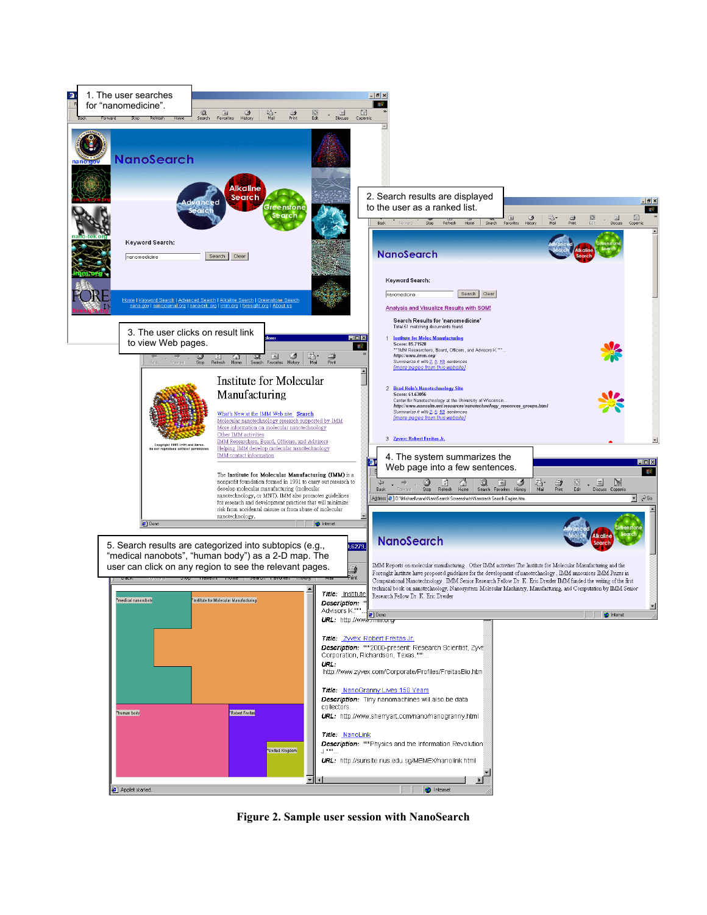1. The user searches for "nanomedicine".

2. Search results are displayed to the user as a ranked list.

3. The user clicks on result link to view Web pages.

4. The system summarizes the Web page into a few sentences.

5. Search results are categorized into subtopics (e.g., "medical nanobots", "human body") as a 2-D map. The user can click on any region to see the relevant pages.

**Figure 2. Sample user session with NanoSearch**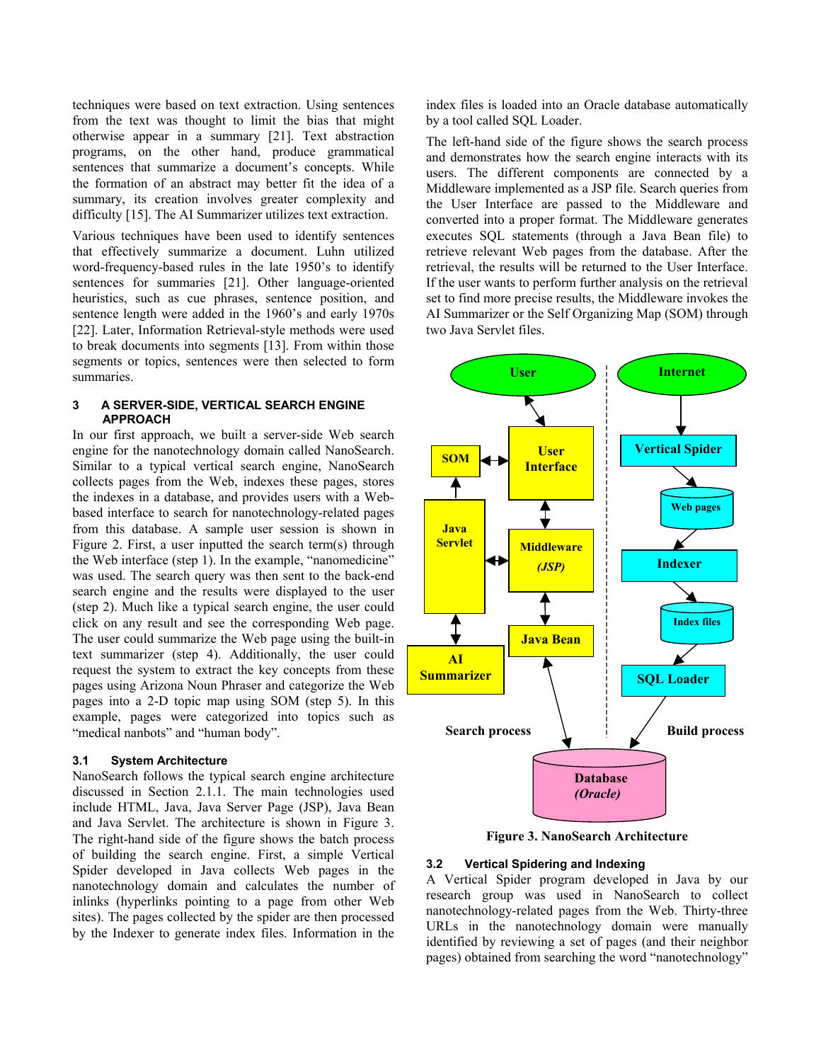techniques were based on text extraction. Using sentences from the text was thought to limit the bias that might otherwise appear in a summary [21]. Text abstraction programs, on the other hand, produce grammatical sentences that summarize a document's concepts. While the formation of an abstract may better fit the idea of a summary, its creation involves greater complexity and difficulty [15]. The AI Summarizer utilizes text extraction.

Various techniques have been used to identify sentences that effectively summarize a document. Luhn utilized word-frequency-based rules in the late 1950's to identify sentences for summaries [21]. Other language-oriented heuristics, such as cue phrases, sentence position, and sentence length were added in the 1960's and early 1970s [22]. Later, Information Retrieval-style methods were used to break documents into segments [13]. From within those segments or topics, sentences were then selected to form summaries.

## 3 A SERVER-SIDE, VERTICAL SEARCH ENGINE APPROACH

In our first approach, we built a server-side Web search engine for the nanotechnology domain called NanoSearch. Similar to a typical vertical search engine, NanoSearch collects pages from the Web, indexes these pages, stores the indexes in a database, and provides users with a Web-based interface to search for nanotechnology-related pages from this database. A sample user session is shown in Figure 2. First, a user inputted the search term(s) through the Web interface (step 1). In the example, "nanomedicine" was used. The search query was then sent to the back-end search engine and the results were displayed to the user (step 2). Much like a typical search engine, the user could click on any result and see the corresponding Web page. The user could summarize the Web page using the built-in text summarizer (step 4). Additionally, the user could request the system to extract the key concepts from these pages using Arizona Noun Phraser and categorize the Web pages into a 2-D topic map using SOM (step 5). In this example, pages were categorized into topics such as "medical nanbots" and "human body".

### 3.1 System Architecture

NanoSearch follows the typical search engine architecture discussed in Section 2.1.1. The main technologies used include HTML, Java, Java Server Page (JSP), Java Bean and Java Servlet. The architecture is shown in Figure 3. The right-hand side of the figure shows the batch process of building the search engine. First, a simple Vertical Spider developed in Java collects Web pages in the nanotechnology domain and calculates the number of inlinks (hyperlinks pointing to a page from other Web sites). The pages collected by the spider are then processed by the Indexer to generate index files. Information in the index files is loaded into an Oracle database automatically by a tool called SQL Loader.

The left-hand side of the figure shows the search process and demonstrates how the search engine interacts with its users. The different components are connected by a Middleware implemented as a JSP file. Search queries from the User Interface are passed to the Middleware and converted into a proper format. The Middleware generates executes SQL statements (through a Java Bean file) to retrieve relevant Web pages from the database. After the retrieval, the results will be returned to the User Interface. If the user wants to perform further analysis on the retrieval set to find more precise results, the Middleware invokes the AI Summarizer or the Self Organizing Map (SOM) through two Java Servlet files.

**Figure 3. NanoSearch Architecture**

### 3.2 Vertical Spidering and Indexing

A Vertical Spider program developed in Java by our research group was used in NanoSearch to collect nanotechnology-related pages from the Web. Thirty-three URLs in the nanotechnology domain were manually identified by reviewing a set of pages (and their neighbor pages) obtained from searching the word "nanotechnology"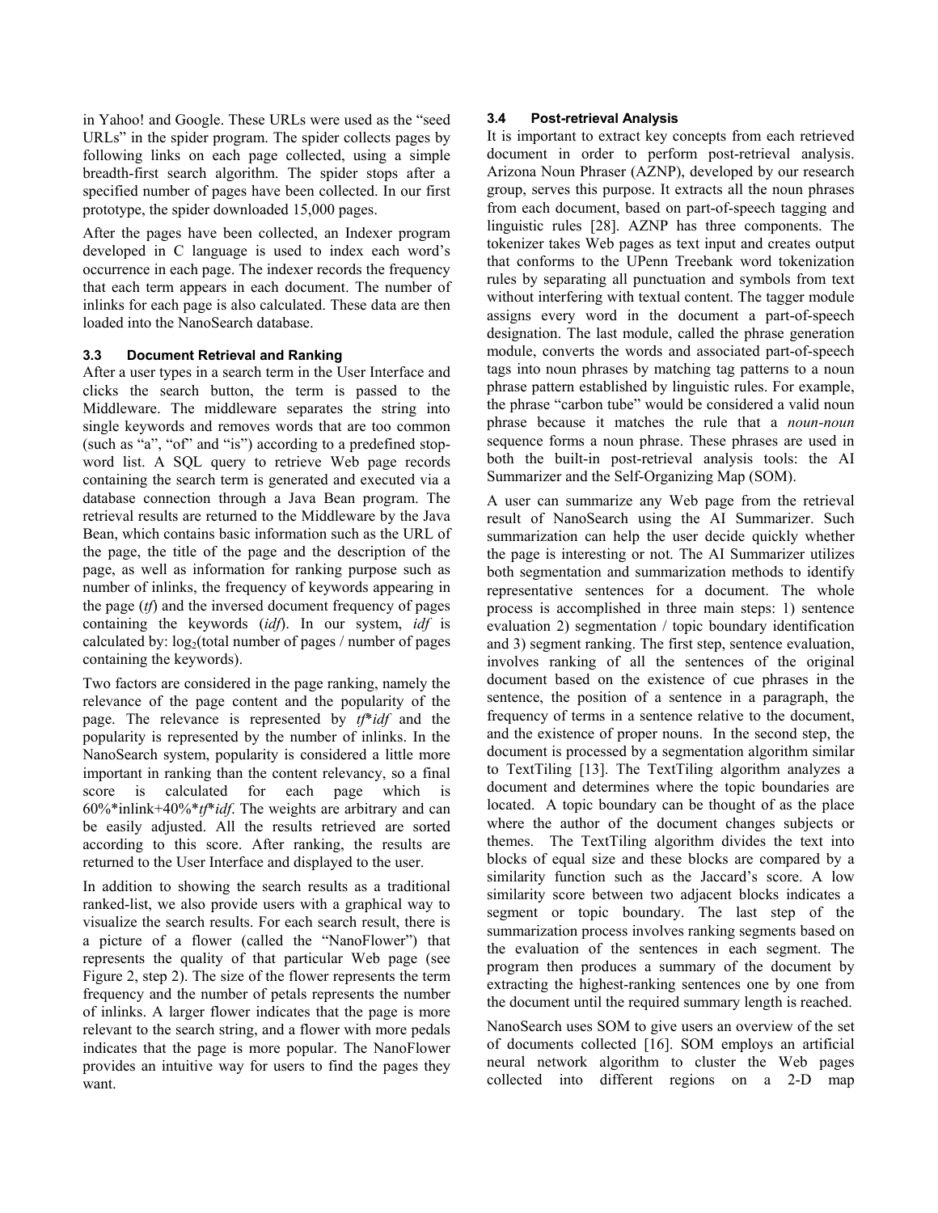in Yahoo! and Google. These URLs were used as the "seed URLs" in the spider program. The spider collects pages by following links on each page collected, using a simple breadth-first search algorithm. The spider stops after a specified number of pages have been collected. In our first prototype, the spider downloaded 15,000 pages.

After the pages have been collected, an Indexer program developed in C language is used to index each word's occurrence in each page. The indexer records the frequency that each term appears in each document. The number of inlinks for each page is also calculated. These data are then loaded into the NanoSearch database.

### 3.3 Document Retrieval and Ranking

After a user types in a search term in the User Interface and clicks the search button, the term is passed to the Middleware. The middleware separates the string into single keywords and removes words that are too common (such as "a", "of" and "is") according to a predefined stop-word list. A SQL query to retrieve Web page records containing the search term is generated and executed via a database connection through a Java Bean program. The retrieval results are returned to the Middleware by the Java Bean, which contains basic information such as the URL of the page, the title of the page and the description of the page, as well as information for ranking purpose such as number of inlinks, the frequency of keywords appearing in the page (*tf*) and the inversed document frequency of pages containing the keywords (*idf*). In our system, *idf* is calculated by: $\log_2$(total number of pages / number of pages containing the keywords).

Two factors are considered in the page ranking, namely the relevance of the page content and the popularity of the page. The relevance is represented by *tf*\**idf* and the popularity is represented by the number of inlinks. In the NanoSearch system, popularity is considered a little more important in ranking than the content relevancy, so a final score is calculated for each page which is 60%\*inlink+40%\**tf*\**idf*. The weights are arbitrary and can be easily adjusted. All the results retrieved are sorted according to this score. After ranking, the results are returned to the User Interface and displayed to the user.

In addition to showing the search results as a traditional ranked-list, we also provide users with a graphical way to visualize the search results. For each search result, there is a picture of a flower (called the "NanoFlower") that represents the quality of that particular Web page (see Figure 2, step 2). The size of the flower represents the term frequency and the number of petals represents the number of inlinks. A larger flower indicates that the page is more relevant to the search string, and a flower with more pedals indicates that the page is more popular. The NanoFlower provides an intuitive way for users to find the pages they want.

### 3.4 Post-retrieval Analysis

It is important to extract key concepts from each retrieved document in order to perform post-retrieval analysis. Arizona Noun Phraser (AZNP), developed by our research group, serves this purpose. It extracts all the noun phrases from each document, based on part-of-speech tagging and linguistic rules [28]. AZNP has three components. The tokenizer takes Web pages as text input and creates output that conforms to the UPenn Treebank word tokenization rules by separating all punctuation and symbols from text without interfering with textual content. The tagger module assigns every word in the document a part-of-speech designation. The last module, called the phrase generation module, converts the words and associated part-of-speech tags into noun phrases by matching tag patterns to a noun phrase pattern established by linguistic rules. For example, the phrase "carbon tube" would be considered a valid noun phrase because it matches the rule that a *noun-noun* sequence forms a noun phrase. These phrases are used in both the built-in post-retrieval analysis tools: the AI Summarizer and the Self-Organizing Map (SOM).

A user can summarize any Web page from the retrieval result of NanoSearch using the AI Summarizer. Such summarization can help the user decide quickly whether the page is interesting or not. The AI Summarizer utilizes both segmentation and summarization methods to identify representative sentences for a document. The whole process is accomplished in three main steps: 1) sentence evaluation 2) segmentation / topic boundary identification and 3) segment ranking. The first step, sentence evaluation, involves ranking of all the sentences of the original document based on the existence of cue phrases in the sentence, the position of a sentence in a paragraph, the frequency of terms in a sentence relative to the document, and the existence of proper nouns. In the second step, the document is processed by a segmentation algorithm similar to TextTiling [13]. The TextTiling algorithm analyzes a document and determines where the topic boundaries are located. A topic boundary can be thought of as the place where the author of the document changes subjects or themes. The TextTiling algorithm divides the text into blocks of equal size and these blocks are compared by a similarity function such as the Jaccard's score. A low similarity score between two adjacent blocks indicates a segment or topic boundary. The last step of the summarization process involves ranking segments based on the evaluation of the sentences in each segment. The program then produces a summary of the document by extracting the highest-ranking sentences one by one from the document until the required summary length is reached.

NanoSearch uses SOM to give users an overview of the set of documents collected [16]. SOM employs an artificial neural network algorithm to cluster the Web pages collected into different regions on a 2-D map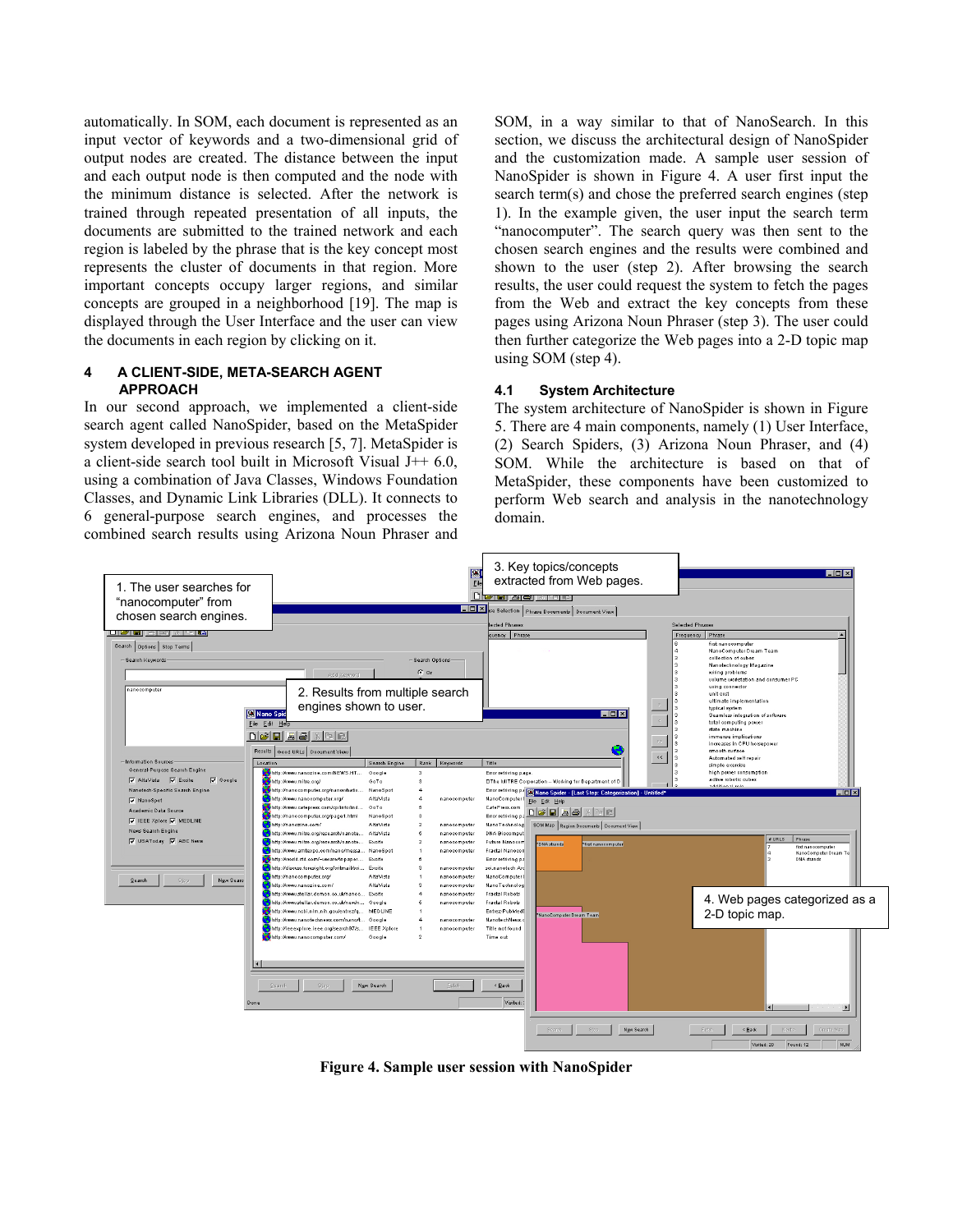automatically. In SOM, each document is represented as an input vector of keywords and a two-dimensional grid of output nodes are created. The distance between the input and each output node is then computed and the node with the minimum distance is selected. After the network is trained through repeated presentation of all inputs, the documents are submitted to the trained network and each region is labeled by the phrase that is the key concept most represents the cluster of documents in that region. More important concepts occupy larger regions, and similar concepts are grouped in a neighborhood [19]. The map is displayed through the User Interface and the user can view the documents in each region by clicking on it.

## 4 A CLIENT-SIDE, META-SEARCH AGENT APPROACH

In our second approach, we implemented a client-side search agent called NanoSpider, based on the MetaSpider system developed in previous research [5, 7]. MetaSpider is a client-side search tool built in Microsoft Visual J++ 6.0, using a combination of Java Classes, Windows Foundation Classes, and Dynamic Link Libraries (DLL). It connects to 6 general-purpose search engines, and processes the combined search results using Arizona Noun Phraser and SOM, in a way similar to that of NanoSearch. In this section, we discuss the architectural design of NanoSpider and the customization made. A sample user session of NanoSpider is shown in Figure 4. A user first input the search term(s) and chose the preferred search engines (step 1). In the example given, the user input the search term "nanocomputer". The search query was then sent to the chosen search engines and the results were combined and shown to the user (step 2). After browsing the search results, the user could request the system to fetch the pages from the Web and extract the key concepts from these pages using Arizona Noun Phraser (step 3). The user could then further categorize the Web pages into a 2-D topic map using SOM (step 4).

### 4.1 System Architecture

The system architecture of NanoSpider is shown in Figure 5. There are 4 main components, namely (1) User Interface, (2) Search Spiders, (3) Arizona Noun Phraser, and (4) SOM. While the architecture is based on that of MetaSpider, these components have been customized to perform Web search and analysis in the nanotechnology domain.

**Figure 4. Sample user session with NanoSpider**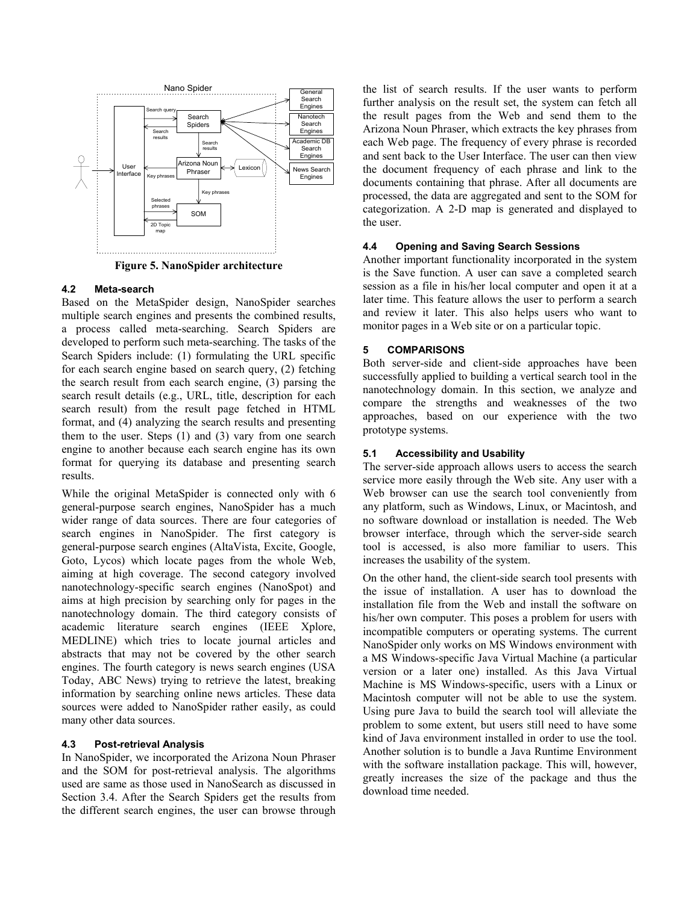Nano Spider

Search query

Search results

Search Spiders

Search results

User Interface

Key phrases

Arizona Noun Phraser

Lexicon

Key phrases

Selected phrases

SOM

2D Topic map

General Search Engines

Nanotech Search Engines

Academic DB Search Engines

News Search Engines

**Figure 5. NanoSpider architecture**

### 4.2 Meta-search

Based on the MetaSpider design, NanoSpider searches multiple search engines and presents the combined results, a process called meta-searching. Search Spiders are developed to perform such meta-searching. The tasks of the Search Spiders include: (1) formulating the URL specific for each search engine based on search query, (2) fetching the search result from each search engine, (3) parsing the search result details (e.g., URL, title, description for each search result) from the result page fetched in HTML format, and (4) analyzing the search results and presenting them to the user. Steps (1) and (3) vary from one search engine to another because each search engine has its own format for querying its database and presenting search results.

While the original MetaSpider is connected only with 6 general-purpose search engines, NanoSpider has a much wider range of data sources. There are four categories of search engines in NanoSpider. The first category is general-purpose search engines (AltaVista, Excite, Google, Goto, Lycos) which locate pages from the whole Web, aiming at high coverage. The second category involved nanotechnology-specific search engines (NanoSpot) and aims at high precision by searching only for pages in the nanotechnology domain. The third category consists of academic literature search engines (IEEE Xplore, MEDLINE) which tries to locate journal articles and abstracts that may not be covered by the other search engines. The fourth category is news search engines (USA Today, ABC News) trying to retrieve the latest, breaking information by searching online news articles. These data sources were added to NanoSpider rather easily, as could many other data sources.

### 4.3 Post-retrieval Analysis

In NanoSpider, we incorporated the Arizona Noun Phraser and the SOM for post-retrieval analysis. The algorithms used are same as those used in NanoSearch as discussed in Section 3.4. After the Search Spiders get the results from the different search engines, the user can browse through the list of search results. If the user wants to perform further analysis on the result set, the system can fetch all the result pages from the Web and send them to the Arizona Noun Phraser, which extracts the key phrases from each Web page. The frequency of every phrase is recorded and sent back to the User Interface. The user can then view the document frequency of each phrase and link to the documents containing that phrase. After all documents are processed, the data are aggregated and sent to the SOM for categorization. A 2-D map is generated and displayed to the user.

### 4.4 Opening and Saving Search Sessions

Another important functionality incorporated in the system is the Save function. A user can save a completed search session as a file in his/her local computer and open it at a later time. This feature allows the user to perform a search and review it later. This also helps users who want to monitor pages in a Web site or on a particular topic.

## 5 COMPARISONS

Both server-side and client-side approaches have been successfully applied to building a vertical search tool in the nanotechnology domain. In this section, we analyze and compare the strengths and weaknesses of the two approaches, based on our experience with the two prototype systems.

### 5.1 Accessibility and Usability

The server-side approach allows users to access the search service more easily through the Web site. Any user with a Web browser can use the search tool conveniently from any platform, such as Windows, Linux, or Macintosh, and no software download or installation is needed. The Web browser interface, through which the server-side search tool is accessed, is also more familiar to users. This increases the usability of the system.

On the other hand, the client-side search tool presents with the issue of installation. A user has to download the installation file from the Web and install the software on his/her own computer. This poses a problem for users with incompatible computers or operating systems. The current NanoSpider only works on MS Windows environment with a MS Windows-specific Java Virtual Machine (a particular version or a later one) installed. As this Java Virtual Machine is MS Windows-specific, users with a Linux or Macintosh computer will not be able to use the system. Using pure Java to build the search tool will alleviate the problem to some extent, but users still need to have some kind of Java environment installed in order to use the tool. Another solution is to bundle a Java Runtime Environment with the software installation package. This will, however, greatly increases the size of the package and thus the download time needed.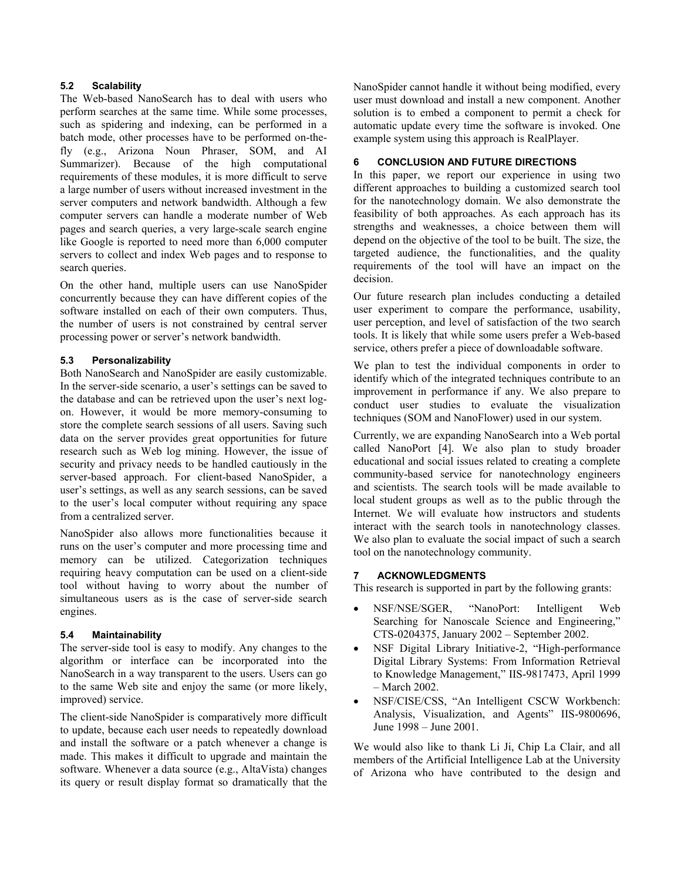### 5.2 Scalability

The Web-based NanoSearch has to deal with users who perform searches at the same time. While some processes, such as spidering and indexing, can be performed in a batch mode, other processes have to be performed on-the-fly (e.g., Arizona Noun Phraser, SOM, and AI Summarizer). Because of the high computational requirements of these modules, it is more difficult to serve a large number of users without increased investment in the server computers and network bandwidth. Although a few computer servers can handle a moderate number of Web pages and search queries, a very large-scale search engine like Google is reported to need more than 6,000 computer servers to collect and index Web pages and to response to search queries.

On the other hand, multiple users can use NanoSpider concurrently because they can have different copies of the software installed on each of their own computers. Thus, the number of users is not constrained by central server processing power or server's network bandwidth.

### 5.3 Personalizability

Both NanoSearch and NanoSpider are easily customizable. In the server-side scenario, a user's settings can be saved to the database and can be retrieved upon the user's next log-on. However, it would be more memory-consuming to store the complete search sessions of all users. Saving such data on the server provides great opportunities for future research such as Web log mining. However, the issue of security and privacy needs to be handled cautiously in the server-based approach. For client-based NanoSpider, a user's settings, as well as any search sessions, can be saved to the user's local computer without requiring any space from a centralized server.

NanoSpider also allows more functionalities because it runs on the user's computer and more processing time and memory can be utilized. Categorization techniques requiring heavy computation can be used on a client-side tool without having to worry about the number of simultaneous users as is the case of server-side search engines.

### 5.4 Maintainability

The server-side tool is easy to modify. Any changes to the algorithm or interface can be incorporated into the NanoSearch in a way transparent to the users. Users can go to the same Web site and enjoy the same (or more likely, improved) service.

The client-side NanoSpider is comparatively more difficult to update, because each user needs to repeatedly download and install the software or a patch whenever a change is made. This makes it difficult to upgrade and maintain the software. Whenever a data source (e.g., AltaVista) changes its query or result display format so dramatically that the NanoSpider cannot handle it without being modified, every user must download and install a new component. Another solution is to embed a component to permit a check for automatic update every time the software is invoked. One example system using this approach is RealPlayer.

## 6 CONCLUSION AND FUTURE DIRECTIONS

In this paper, we report our experience in using two different approaches to building a customized search tool for the nanotechnology domain. We also demonstrate the feasibility of both approaches. As each approach has its strengths and weaknesses, a choice between them will depend on the objective of the tool to be built. The size, the targeted audience, the functionalities, and the quality requirements of the tool will have an impact on the decision.

Our future research plan includes conducting a detailed user experiment to compare the performance, usability, user perception, and level of satisfaction of the two search tools. It is likely that while some users prefer a Web-based service, others prefer a piece of downloadable software.

We plan to test the individual components in order to identify which of the integrated techniques contribute to an improvement in performance if any. We also prepare to conduct user studies to evaluate the visualization techniques (SOM and NanoFlower) used in our system.

Currently, we are expanding NanoSearch into a Web portal called NanoPort [4]. We also plan to study broader educational and social issues related to creating a complete community-based service for nanotechnology engineers and scientists. The search tools will be made available to local student groups as well as to the public through the Internet. We will evaluate how instructors and students interact with the search tools in nanotechnology classes. We also plan to evaluate the social impact of such a search tool on the nanotechnology community.

## 7 ACKNOWLEDGMENTS

This research is supported in part by the following grants:

- NSF/NSE/SGER, "NanoPort: Intelligent Web Searching for Nanoscale Science and Engineering," CTS-0204375, January 2002 – September 2002.
- NSF Digital Library Initiative-2, "High-performance Digital Library Systems: From Information Retrieval to Knowledge Management," IIS-9817473, April 1999 – March 2002.
- NSF/CISE/CSS, "An Intelligent CSCW Workbench: Analysis, Visualization, and Agents" IIS-9800696, June 1998 – June 2001.

We would also like to thank Li Ji, Chip La Clair, and all members of the Artificial Intelligence Lab at the University of Arizona who have contributed to the design and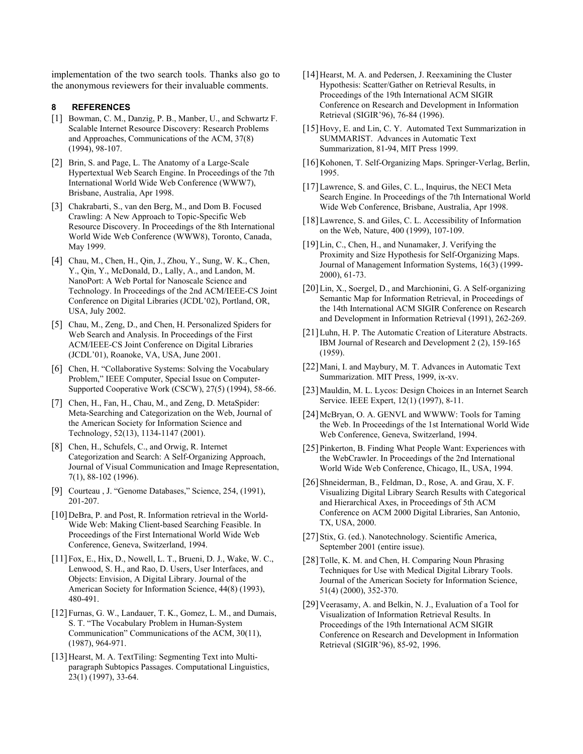implementation of the two search tools. Thanks also go to the anonymous reviewers for their invaluable comments.

## 8 REFERENCES

[1] Bowman, C. M., Danzig, P. B., Manber, U., and Schwartz F. Scalable Internet Resource Discovery: Research Problems and Approaches, Communications of the ACM, 37(8) (1994), 98-107.

[2] Brin, S. and Page, L. The Anatomy of a Large-Scale Hypertextual Web Search Engine. In Proceedings of the 7th International World Wide Web Conference (WWW7), Brisbane, Australia, Apr 1998.

[3] Chakrabarti, S., van den Berg, M., and Dom B. Focused Crawling: A New Approach to Topic-Specific Web Resource Discovery. In Proceedings of the 8th International World Wide Web Conference (WWW8), Toronto, Canada, May 1999.

[4] Chau, M., Chen, H., Qin, J., Zhou, Y., Sung, W. K., Chen, Y., Qin, Y., McDonald, D., Lally, A., and Landon, M. NanoPort: A Web Portal for Nanoscale Science and Technology. In Proceedings of the 2nd ACM/IEEE-CS Joint Conference on Digital Libraries (JCDL'02), Portland, OR, USA, July 2002.

[5] Chau, M., Zeng, D., and Chen, H. Personalized Spiders for Web Search and Analysis. In Proceedings of the First ACM/IEEE-CS Joint Conference on Digital Libraries (JCDL'01), Roanoke, VA, USA, June 2001.

[6] Chen, H. "Collaborative Systems: Solving the Vocabulary Problem," IEEE Computer, Special Issue on Computer-Supported Cooperative Work (CSCW), 27(5) (1994), 58-66.

[7] Chen, H., Fan, H., Chau, M., and Zeng, D. MetaSpider: Meta-Searching and Categorization on the Web, Journal of the American Society for Information Science and Technology, 52(13), 1134-1147 (2001).

[8] Chen, H., Schufels, C., and Orwig, R. Internet Categorization and Search: A Self-Organizing Approach, Journal of Visual Communication and Image Representation, 7(1), 88-102 (1996).

[9] Courteau , J. "Genome Databases," Science, 254, (1991), 201-207.

[10] DeBra, P. and Post, R. Information retrieval in the World-Wide Web: Making Client-based Searching Feasible. In Proceedings of the First International World Wide Web Conference, Geneva, Switzerland, 1994.

[11] Fox, E., Hix, D., Nowell, L. T., Brueni, D. J., Wake, W. C., Lenwood, S. H., and Rao, D. Users, User Interfaces, and Objects: Envision, A Digital Library. Journal of the American Society for Information Science, 44(8) (1993), 480-491.

[12] Furnas, G. W., Landauer, T. K., Gomez, L. M., and Dumais, S. T. "The Vocabulary Problem in Human-System Communication" Communications of the ACM, 30(11), (1987), 964-971.

[13] Hearst, M. A. TextTiling: Segmenting Text into Multi-paragraph Subtopics Passages. Computational Linguistics, 23(1) (1997), 33-64.

[14] Hearst, M. A. and Pedersen, J. Reexamining the Cluster Hypothesis: Scatter/Gather on Retrieval Results, in Proceedings of the 19th International ACM SIGIR Conference on Research and Development in Information Retrieval (SIGIR'96), 76-84 (1996).

[15] Hovy, E. and Lin, C. Y. Automated Text Summarization in SUMMARIST. Advances in Automatic Text Summarization, 81-94, MIT Press 1999.

[16] Kohonen, T. Self-Organizing Maps. Springer-Verlag, Berlin, 1995.

[17] Lawrence, S. and Giles, C. L., Inquirus, the NECI Meta Search Engine. In Proceedings of the 7th International World Wide Web Conference, Brisbane, Australia, Apr 1998.

[18] Lawrence, S. and Giles, C. L. Accessibility of Information on the Web, Nature, 400 (1999), 107-109.

[19] Lin, C., Chen, H., and Nunamaker, J. Verifying the Proximity and Size Hypothesis for Self-Organizing Maps. Journal of Management Information Systems, 16(3) (1999-2000), 61-73.

[20] Lin, X., Soergel, D., and Marchionini, G. A Self-organizing Semantic Map for Information Retrieval, in Proceedings of the 14th International ACM SIGIR Conference on Research and Development in Information Retrieval (1991), 262-269.

[21] Luhn, H. P. The Automatic Creation of Literature Abstracts. IBM Journal of Research and Development 2 (2), 159-165 (1959).

[22] Mani, I. and Maybury, M. T. Advances in Automatic Text Summarization. MIT Press, 1999, ix-xv.

[23] Mauldin, M. L. Lycos: Design Choices in an Internet Search Service. IEEE Expert, 12(1) (1997), 8-11.

[24] McBryan, O. A. GENVL and WWWW: Tools for Taming the Web. In Proceedings of the 1st International World Wide Web Conference, Geneva, Switzerland, 1994.

[25] Pinkerton, B. Finding What People Want: Experiences with the WebCrawler. In Proceedings of the 2nd International World Wide Web Conference, Chicago, IL, USA, 1994.

[26] Shneiderman, B., Feldman, D., Rose, A. and Grau, X. F. Visualizing Digital Library Search Results with Categorical and Hierarchical Axes, in Proceedings of 5th ACM Conference on ACM 2000 Digital Libraries, San Antonio, TX, USA, 2000.

[27] Stix, G. (ed.). Nanotechnology. Scientific America, September 2001 (entire issue).

[28] Tolle, K. M. and Chen, H. Comparing Noun Phrasing Techniques for Use with Medical Digital Library Tools. Journal of the American Society for Information Science, 51(4) (2000), 352-370.

[29] Veerasamy, A. and Belkin, N. J., Evaluation of a Tool for Visualization of Information Retrieval Results. In Proceedings of the 19th International ACM SIGIR Conference on Research and Development in Information Retrieval (SIGIR'96), 85-92, 1996.